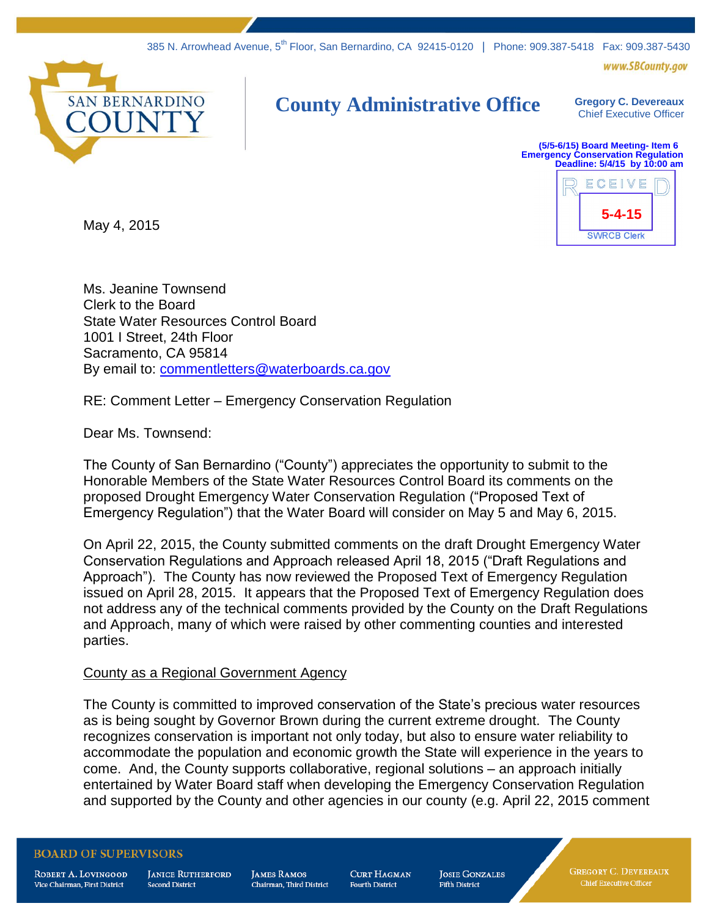385 N. Arrowhead Avenue, 5th Floor, San Bernardino, CA 92415-0120 | Phone: 909.387-5418 Fax: 909.387-5430

www.SBCounty.gov

SAN BERNARDINO COUNTY

# County Administrative Office

**Gregory C. Devereaux**
Chief Executive Officer

**(5/5-6/15) Board Meeting- Item 6**
**Emergency Conservation Regulation**
**Deadline: 5/4/15 by 10:00 am**

RECEIVED
5-4-15
SWRCB Clerk

May 4, 2015

Ms. Jeanine Townsend
Clerk to the Board
State Water Resources Control Board
1001 I Street, 24th Floor
Sacramento, CA 95814
By email to: commentletters@waterboards.ca.gov

RE: Comment Letter – Emergency Conservation Regulation

Dear Ms. Townsend:

The County of San Bernardino ("County") appreciates the opportunity to submit to the Honorable Members of the State Water Resources Control Board its comments on the proposed Drought Emergency Water Conservation Regulation ("Proposed Text of Emergency Regulation") that the Water Board will consider on May 5 and May 6, 2015.

On April 22, 2015, the County submitted comments on the draft Drought Emergency Water Conservation Regulations and Approach released April 18, 2015 ("Draft Regulations and Approach"). The County has now reviewed the Proposed Text of Emergency Regulation issued on April 28, 2015. It appears that the Proposed Text of Emergency Regulation does not address any of the technical comments provided by the County on the Draft Regulations and Approach, many of which were raised by other commenting counties and interested parties.

County as a Regional Government Agency

The County is committed to improved conservation of the State's precious water resources as is being sought by Governor Brown during the current extreme drought. The County recognizes conservation is important not only today, but also to ensure water reliability to accommodate the population and economic growth the State will experience in the years to come. And, the County supports collaborative, regional solutions – an approach initially entertained by Water Board staff when developing the Emergency Conservation Regulation and supported by the County and other agencies in our county (e.g. April 22, 2015 comment

BOARD OF SUPERVISORS

Robert A. Lovingood, Vice Chairman, First District | Janice Rutherford, Second District | James Ramos, Chairman, Third District | Curt Hagman, Fourth District | Josie Gonzales, Fifth District | Gregory C. Devereaux, Chief Executive Officer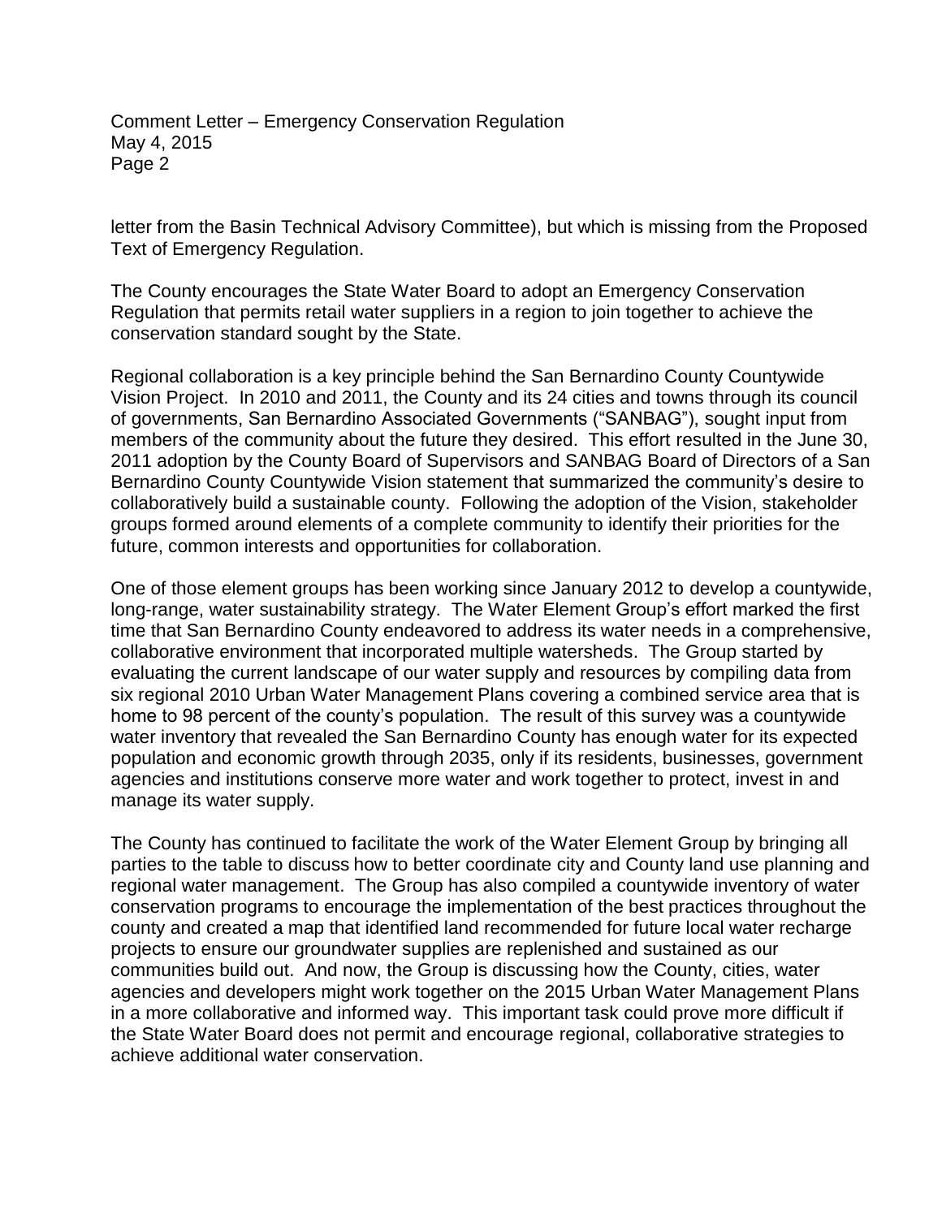letter from the Basin Technical Advisory Committee), but which is missing from the Proposed Text of Emergency Regulation.

The County encourages the State Water Board to adopt an Emergency Conservation Regulation that permits retail water suppliers in a region to join together to achieve the conservation standard sought by the State.

Regional collaboration is a key principle behind the San Bernardino County Countywide Vision Project. In 2010 and 2011, the County and its 24 cities and towns through its council of governments, San Bernardino Associated Governments ("SANBAG"), sought input from members of the community about the future they desired. This effort resulted in the June 30, 2011 adoption by the County Board of Supervisors and SANBAG Board of Directors of a San Bernardino County Countywide Vision statement that summarized the community's desire to collaboratively build a sustainable county. Following the adoption of the Vision, stakeholder groups formed around elements of a complete community to identify their priorities for the future, common interests and opportunities for collaboration.

One of those element groups has been working since January 2012 to develop a countywide, long-range, water sustainability strategy. The Water Element Group's effort marked the first time that San Bernardino County endeavored to address its water needs in a comprehensive, collaborative environment that incorporated multiple watersheds. The Group started by evaluating the current landscape of our water supply and resources by compiling data from six regional 2010 Urban Water Management Plans covering a combined service area that is home to 98 percent of the county's population. The result of this survey was a countywide water inventory that revealed the San Bernardino County has enough water for its expected population and economic growth through 2035, only if its residents, businesses, government agencies and institutions conserve more water and work together to protect, invest in and manage its water supply.

The County has continued to facilitate the work of the Water Element Group by bringing all parties to the table to discuss how to better coordinate city and County land use planning and regional water management. The Group has also compiled a countywide inventory of water conservation programs to encourage the implementation of the best practices throughout the county and created a map that identified land recommended for future local water recharge projects to ensure our groundwater supplies are replenished and sustained as our communities build out. And now, the Group is discussing how the County, cities, water agencies and developers might work together on the 2015 Urban Water Management Plans in a more collaborative and informed way. This important task could prove more difficult if the State Water Board does not permit and encourage regional, collaborative strategies to achieve additional water conservation.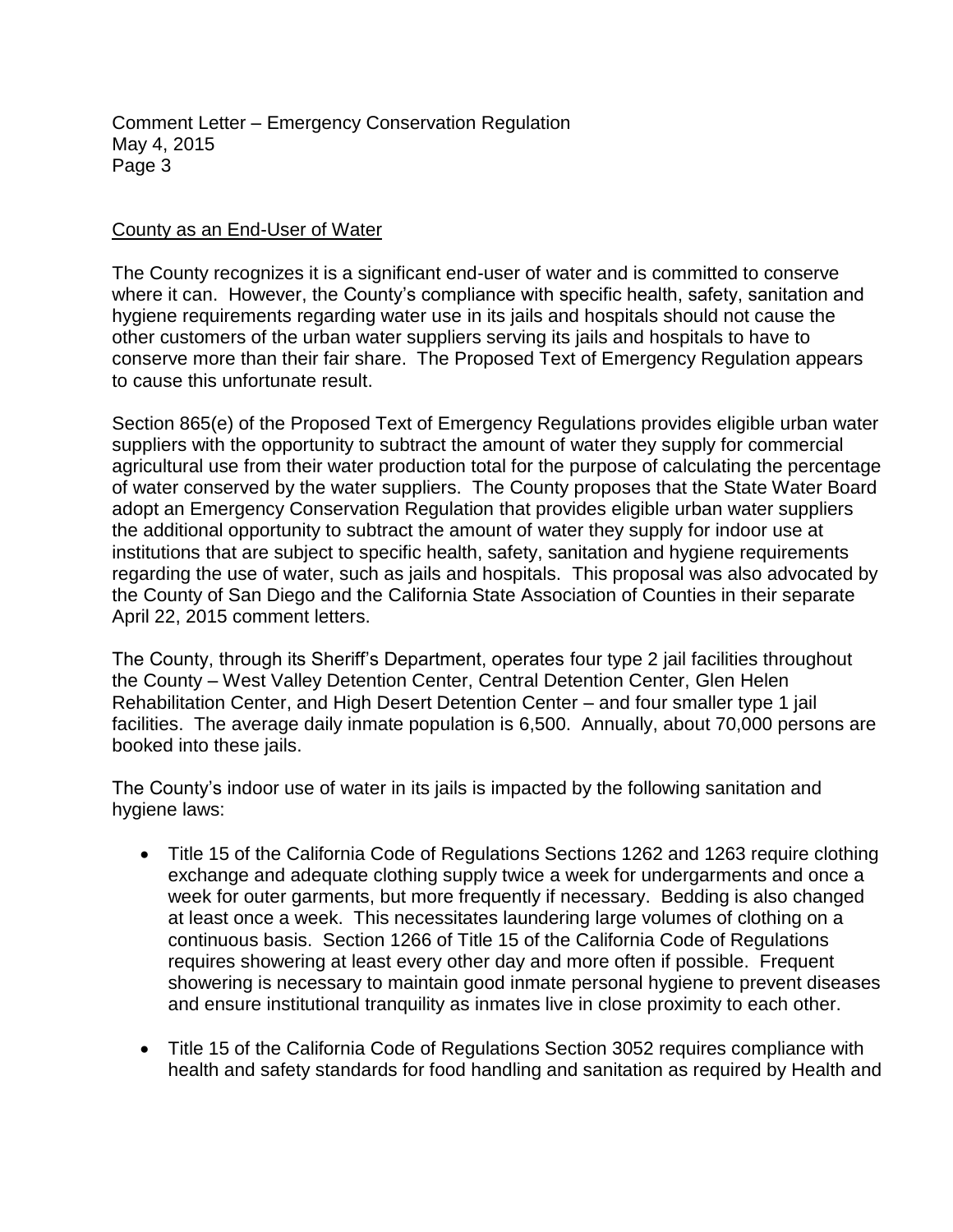County as an End-User of Water

The County recognizes it is a significant end-user of water and is committed to conserve where it can. However, the County's compliance with specific health, safety, sanitation and hygiene requirements regarding water use in its jails and hospitals should not cause the other customers of the urban water suppliers serving its jails and hospitals to have to conserve more than their fair share. The Proposed Text of Emergency Regulation appears to cause this unfortunate result.

Section 865(e) of the Proposed Text of Emergency Regulations provides eligible urban water suppliers with the opportunity to subtract the amount of water they supply for commercial agricultural use from their water production total for the purpose of calculating the percentage of water conserved by the water suppliers. The County proposes that the State Water Board adopt an Emergency Conservation Regulation that provides eligible urban water suppliers the additional opportunity to subtract the amount of water they supply for indoor use at institutions that are subject to specific health, safety, sanitation and hygiene requirements regarding the use of water, such as jails and hospitals. This proposal was also advocated by the County of San Diego and the California State Association of Counties in their separate April 22, 2015 comment letters.

The County, through its Sheriff's Department, operates four type 2 jail facilities throughout the County – West Valley Detention Center, Central Detention Center, Glen Helen Rehabilitation Center, and High Desert Detention Center – and four smaller type 1 jail facilities. The average daily inmate population is 6,500. Annually, about 70,000 persons are booked into these jails.

The County's indoor use of water in its jails is impacted by the following sanitation and hygiene laws:

- Title 15 of the California Code of Regulations Sections 1262 and 1263 require clothing exchange and adequate clothing supply twice a week for undergarments and once a week for outer garments, but more frequently if necessary. Bedding is also changed at least once a week. This necessitates laundering large volumes of clothing on a continuous basis. Section 1266 of Title 15 of the California Code of Regulations requires showering at least every other day and more often if possible. Frequent showering is necessary to maintain good inmate personal hygiene to prevent diseases and ensure institutional tranquility as inmates live in close proximity to each other.

- Title 15 of the California Code of Regulations Section 3052 requires compliance with health and safety standards for food handling and sanitation as required by Health and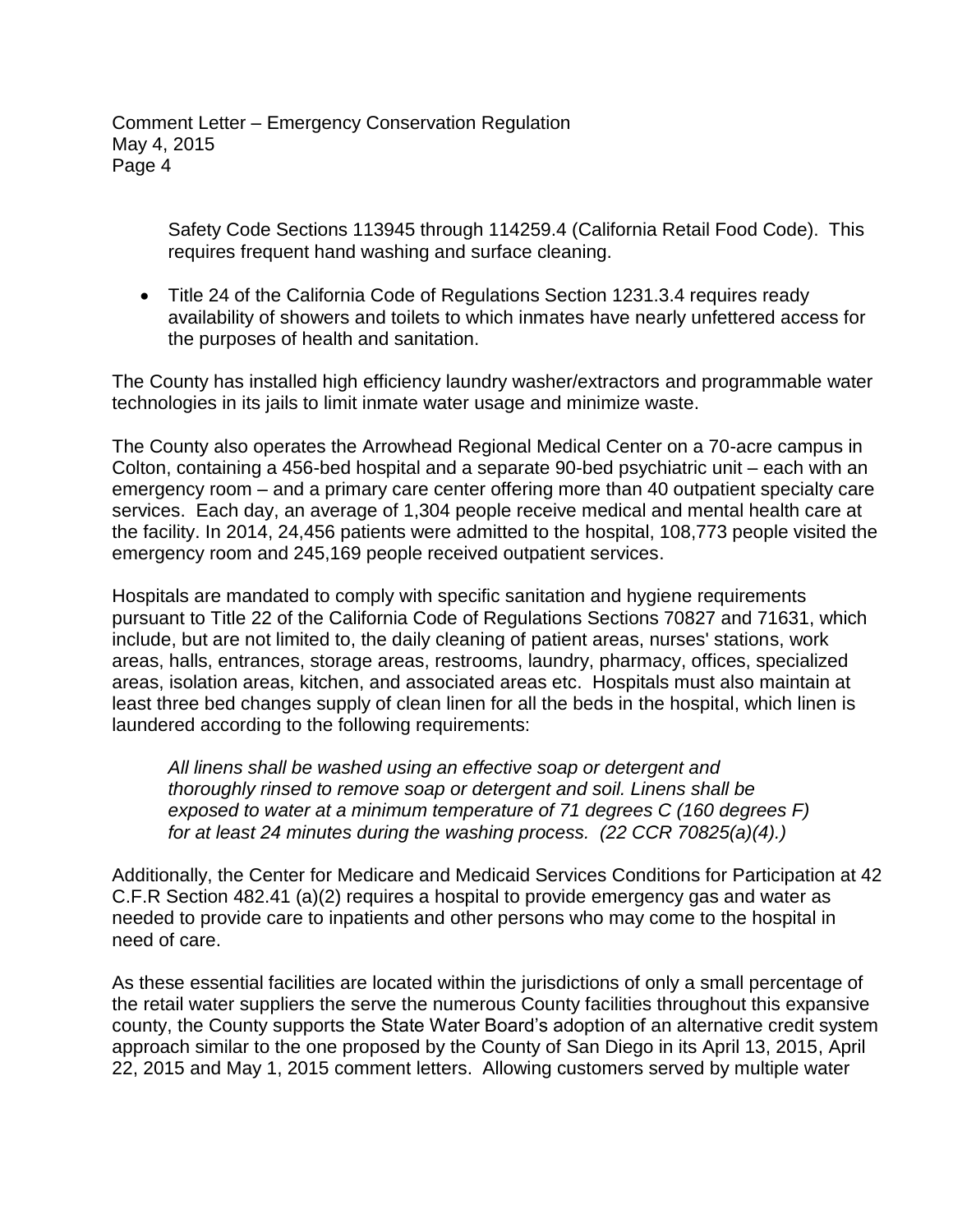Safety Code Sections 113945 through 114259.4 (California Retail Food Code). This requires frequent hand washing and surface cleaning.

- Title 24 of the California Code of Regulations Section 1231.3.4 requires ready availability of showers and toilets to which inmates have nearly unfettered access for the purposes of health and sanitation.

The County has installed high efficiency laundry washer/extractors and programmable water technologies in its jails to limit inmate water usage and minimize waste.

The County also operates the Arrowhead Regional Medical Center on a 70-acre campus in Colton, containing a 456-bed hospital and a separate 90-bed psychiatric unit – each with an emergency room – and a primary care center offering more than 40 outpatient specialty care services. Each day, an average of 1,304 people receive medical and mental health care at the facility. In 2014, 24,456 patients were admitted to the hospital, 108,773 people visited the emergency room and 245,169 people received outpatient services.

Hospitals are mandated to comply with specific sanitation and hygiene requirements pursuant to Title 22 of the California Code of Regulations Sections 70827 and 71631, which include, but are not limited to, the daily cleaning of patient areas, nurses' stations, work areas, halls, entrances, storage areas, restrooms, laundry, pharmacy, offices, specialized areas, isolation areas, kitchen, and associated areas etc. Hospitals must also maintain at least three bed changes supply of clean linen for all the beds in the hospital, which linen is laundered according to the following requirements:

> *All linens shall be washed using an effective soap or detergent and thoroughly rinsed to remove soap or detergent and soil. Linens shall be exposed to water at a minimum temperature of 71 degrees C (160 degrees F) for at least 24 minutes during the washing process. (22 CCR 70825(a)(4).)*

Additionally, the Center for Medicare and Medicaid Services Conditions for Participation at 42 C.F.R Section 482.41 (a)(2) requires a hospital to provide emergency gas and water as needed to provide care to inpatients and other persons who may come to the hospital in need of care.

As these essential facilities are located within the jurisdictions of only a small percentage of the retail water suppliers the serve the numerous County facilities throughout this expansive county, the County supports the State Water Board's adoption of an alternative credit system approach similar to the one proposed by the County of San Diego in its April 13, 2015, April 22, 2015 and May 1, 2015 comment letters. Allowing customers served by multiple water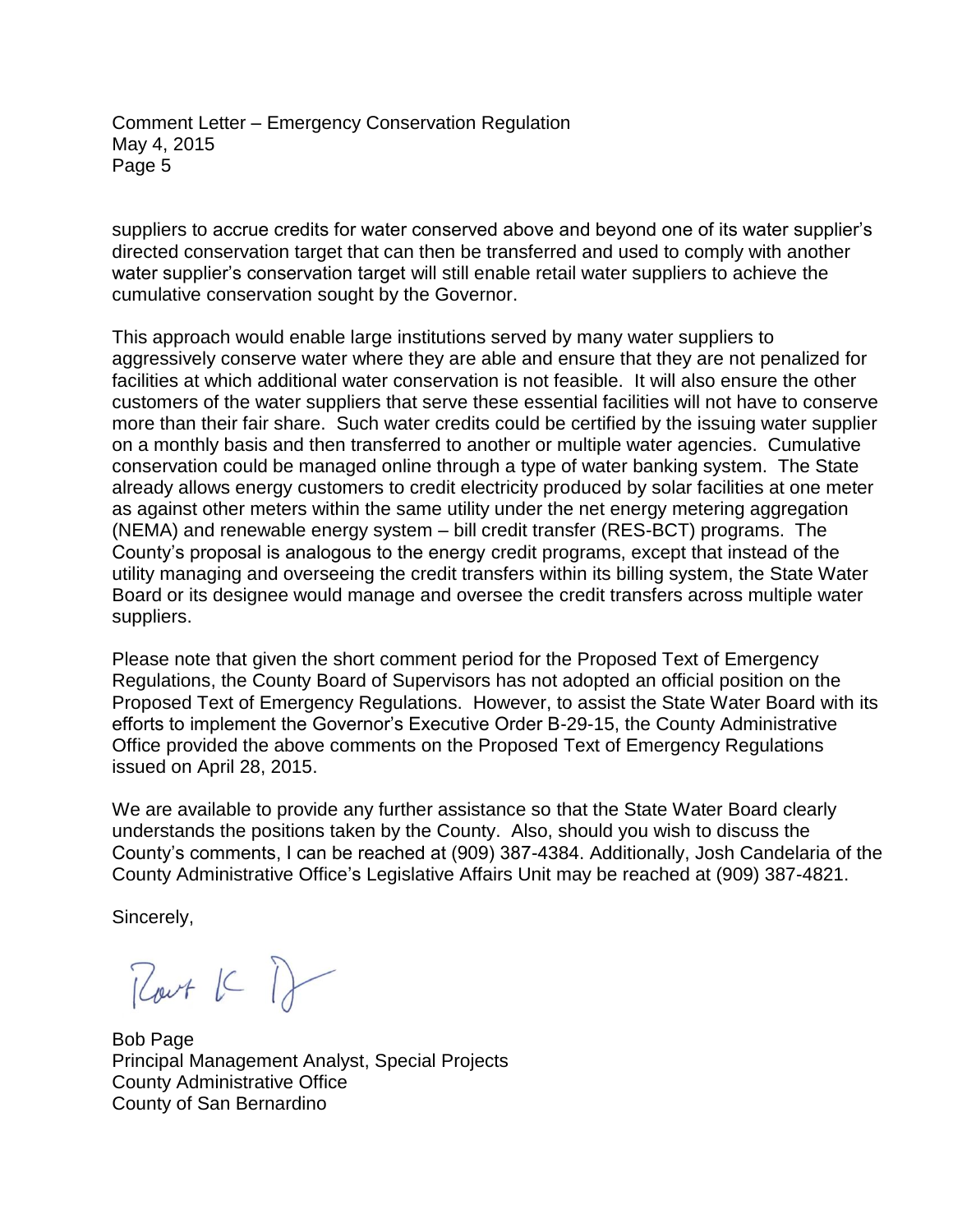suppliers to accrue credits for water conserved above and beyond one of its water supplier's directed conservation target that can then be transferred and used to comply with another water supplier's conservation target will still enable retail water suppliers to achieve the cumulative conservation sought by the Governor.

This approach would enable large institutions served by many water suppliers to aggressively conserve water where they are able and ensure that they are not penalized for facilities at which additional water conservation is not feasible. It will also ensure the other customers of the water suppliers that serve these essential facilities will not have to conserve more than their fair share. Such water credits could be certified by the issuing water supplier on a monthly basis and then transferred to another or multiple water agencies. Cumulative conservation could be managed online through a type of water banking system. The State already allows energy customers to credit electricity produced by solar facilities at one meter as against other meters within the same utility under the net energy metering aggregation (NEMA) and renewable energy system – bill credit transfer (RES-BCT) programs. The County's proposal is analogous to the energy credit programs, except that instead of the utility managing and overseeing the credit transfers within its billing system, the State Water Board or its designee would manage and oversee the credit transfers across multiple water suppliers.

Please note that given the short comment period for the Proposed Text of Emergency Regulations, the County Board of Supervisors has not adopted an official position on the Proposed Text of Emergency Regulations. However, to assist the State Water Board with its efforts to implement the Governor's Executive Order B-29-15, the County Administrative Office provided the above comments on the Proposed Text of Emergency Regulations issued on April 28, 2015.

We are available to provide any further assistance so that the State Water Board clearly understands the positions taken by the County. Also, should you wish to discuss the County's comments, I can be reached at (909) 387-4384. Additionally, Josh Candelaria of the County Administrative Office's Legislative Affairs Unit may be reached at (909) 387-4821.

Sincerely,

Bob Page
Principal Management Analyst, Special Projects
County Administrative Office
County of San Bernardino